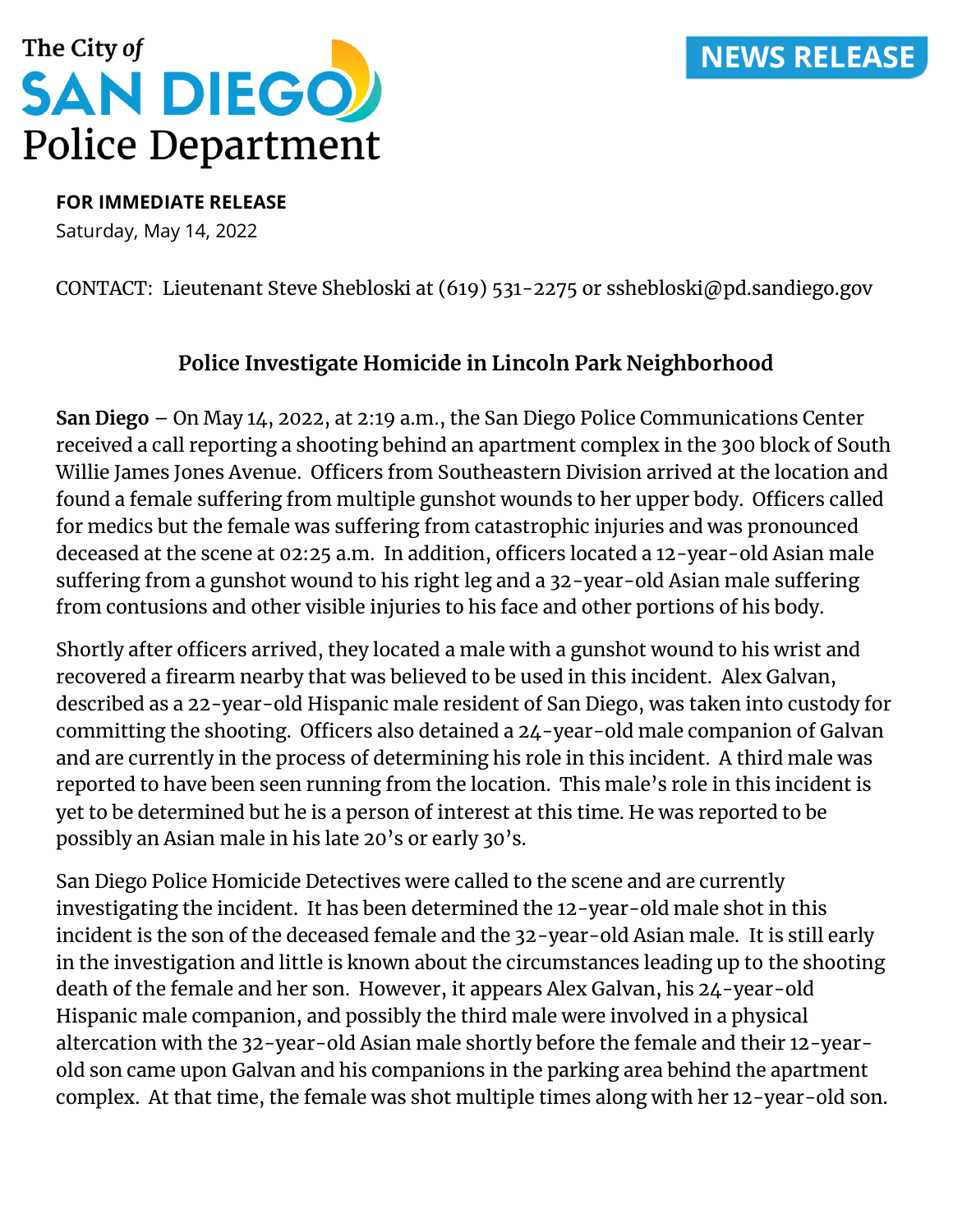The City *of*
**SAN DIEGO**
Police Department

**NEWS RELEASE**

**FOR IMMEDIATE RELEASE**
Saturday, May 14, 2022

CONTACT: Lieutenant Steve Shebloski at (619) 531-2275 or sshebloski@pd.sandiego.gov

## Police Investigate Homicide in Lincoln Park Neighborhood

**San Diego** – On May 14, 2022, at 2:19 a.m., the San Diego Police Communications Center received a call reporting a shooting behind an apartment complex in the 300 block of South Willie James Jones Avenue. Officers from Southeastern Division arrived at the location and found a female suffering from multiple gunshot wounds to her upper body. Officers called for medics but the female was suffering from catastrophic injuries and was pronounced deceased at the scene at 02:25 a.m. In addition, officers located a 12-year-old Asian male suffering from a gunshot wound to his right leg and a 32-year-old Asian male suffering from contusions and other visible injuries to his face and other portions of his body.

Shortly after officers arrived, they located a male with a gunshot wound to his wrist and recovered a firearm nearby that was believed to be used in this incident. Alex Galvan, described as a 22-year-old Hispanic male resident of San Diego, was taken into custody for committing the shooting. Officers also detained a 24-year-old male companion of Galvan and are currently in the process of determining his role in this incident. A third male was reported to have been seen running from the location. This male's role in this incident is yet to be determined but he is a person of interest at this time. He was reported to be possibly an Asian male in his late 20's or early 30's.

San Diego Police Homicide Detectives were called to the scene and are currently investigating the incident. It has been determined the 12-year-old male shot in this incident is the son of the deceased female and the 32-year-old Asian male. It is still early in the investigation and little is known about the circumstances leading up to the shooting death of the female and her son. However, it appears Alex Galvan, his 24-year-old Hispanic male companion, and possibly the third male were involved in a physical altercation with the 32-year-old Asian male shortly before the female and their 12-year-old son came upon Galvan and his companions in the parking area behind the apartment complex. At that time, the female was shot multiple times along with her 12-year-old son.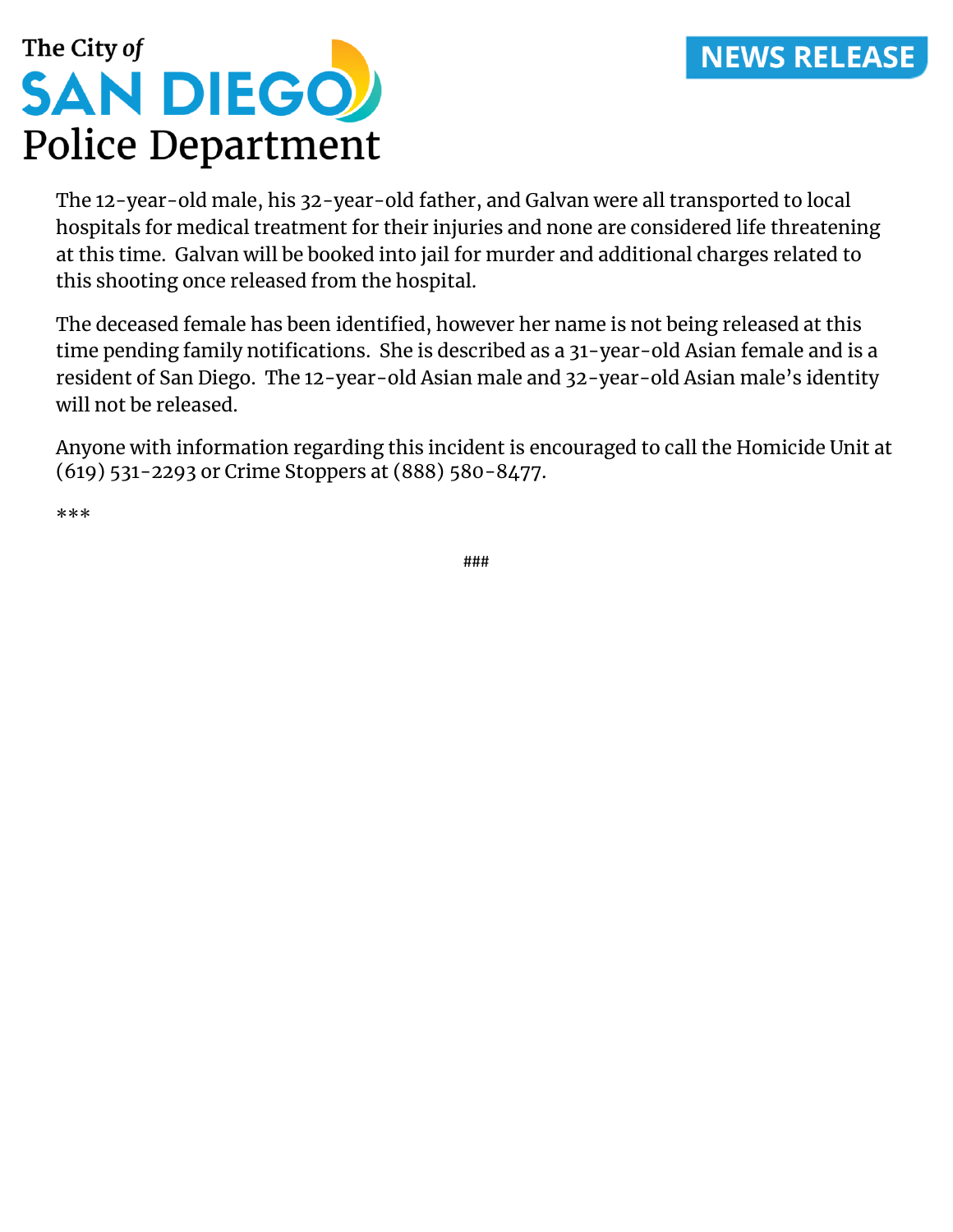The 12-year-old male, his 32-year-old father, and Galvan were all transported to local hospitals for medical treatment for their injuries and none are considered life threatening at this time. Galvan will be booked into jail for murder and additional charges related to this shooting once released from the hospital.

The deceased female has been identified, however her name is not being released at this time pending family notifications. She is described as a 31-year-old Asian female and is a resident of San Diego. The 12-year-old Asian male and 32-year-old Asian male's identity will not be released.

Anyone with information regarding this incident is encouraged to call the Homicide Unit at (619) 531-2293 or Crime Stoppers at (888) 580-8477.

***

###